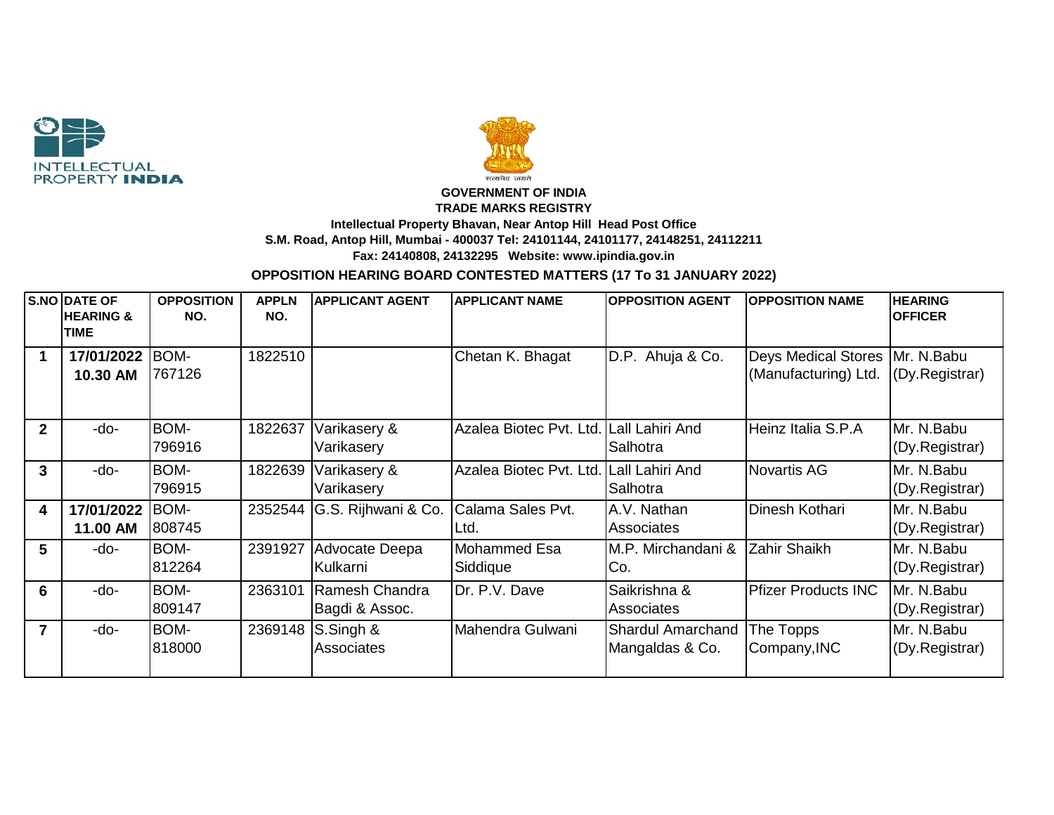INTELLECTUAL PROPERTY INDIA

सत्यमेव जयते

**GOVERNMENT OF INDIA**

**TRADE MARKS REGISTRY**

**Intellectual Property Bhavan, Near Antop Hill Head Post Office**

**S.M. Road, Antop Hill, Mumbai - 400037 Tel: 24101144, 24101177, 24148251, 24112211**

**Fax: 24140808, 24132295 Website: www.ipindia.gov.in**

**OPPOSITION HEARING BOARD CONTESTED MATTERS (17 To 31 JANUARY 2022)**

| S.NO | DATE OF HEARING & TIME | OPPOSITION NO. | APPLN NO. | APPLICANT AGENT | APPLICANT NAME | OPPOSITION AGENT | OPPOSITION NAME | HEARING OFFICER |
|---|---|---|---|---|---|---|---|---|
| 1 | 17/01/2022 10.30 AM | BOM-767126 | 1822510 | | Chetan K. Bhagat | D.P. Ahuja & Co. | Deys Medical Stores (Manufacturing) Ltd. | Mr. N.Babu (Dy.Registrar) |
| 2 | -do- | BOM-796916 | 1822637 | Varikasery & Varikasery | Azalea Biotec Pvt. Ltd. | Lall Lahiri And Salhotra | Heinz Italia S.P.A | Mr. N.Babu (Dy.Registrar) |
| 3 | -do- | BOM-796915 | 1822639 | Varikasery & Varikasery | Azalea Biotec Pvt. Ltd. | Lall Lahiri And Salhotra | Novartis AG | Mr. N.Babu (Dy.Registrar) |
| 4 | 17/01/2022 11.00 AM | BOM-808745 | 2352544 | G.S. Rijhwani & Co. | Calama Sales Pvt. Ltd. | A.V. Nathan Associates | Dinesh Kothari | Mr. N.Babu (Dy.Registrar) |
| 5 | -do- | BOM-812264 | 2391927 | Advocate Deepa Kulkarni | Mohammed Esa Siddique | M.P. Mirchandani & Co. | Zahir Shaikh | Mr. N.Babu (Dy.Registrar) |
| 6 | -do- | BOM-809147 | 2363101 | Ramesh Chandra Bagdi & Assoc. | Dr. P.V. Dave | Saikrishna & Associates | Pfizer Products INC | Mr. N.Babu (Dy.Registrar) |
| 7 | -do- | BOM-818000 | 2369148 | S.Singh & Associates | Mahendra Gulwani | Shardul Amarchand Mangaldas & Co. | The Topps Company,INC | Mr. N.Babu (Dy.Registrar) |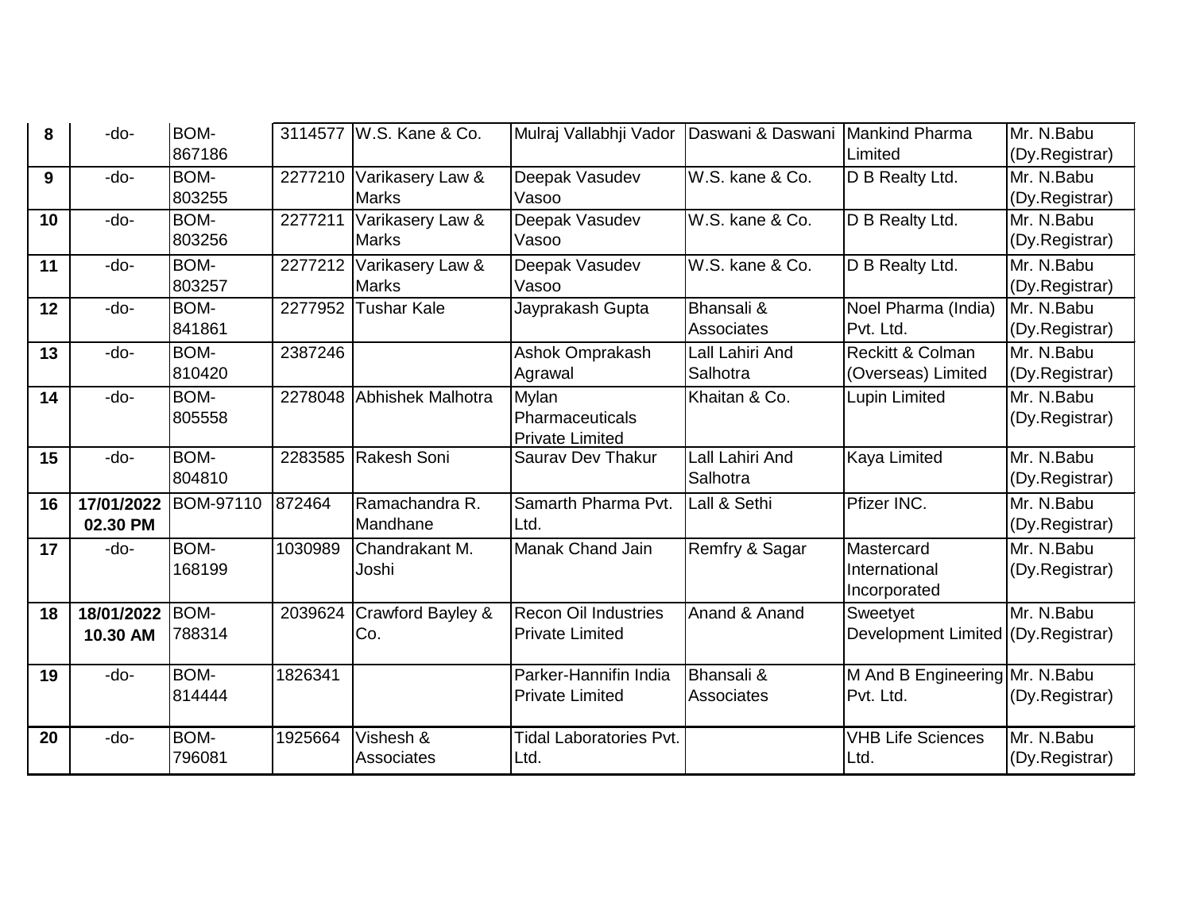| | | | | | | | | |
|---|---|---|---|---|---|---|---|---|
| **8** | -do- | BOM-867186 | 3114577 | W.S. Kane & Co. | Mulraj Vallabhji Vador | Daswani & Daswani | Mankind Pharma Limited | Mr. N.Babu (Dy.Registrar) |
| **9** | -do- | BOM-803255 | 2277210 | Varikasery Law & Marks | Deepak Vasudev Vasoo | W.S. kane & Co. | D B Realty Ltd. | Mr. N.Babu (Dy.Registrar) |
| **10** | -do- | BOM-803256 | 2277211 | Varikasery Law & Marks | Deepak Vasudev Vasoo | W.S. kane & Co. | D B Realty Ltd. | Mr. N.Babu (Dy.Registrar) |
| **11** | -do- | BOM-803257 | 2277212 | Varikasery Law & Marks | Deepak Vasudev Vasoo | W.S. kane & Co. | D B Realty Ltd. | Mr. N.Babu (Dy.Registrar) |
| **12** | -do- | BOM-841861 | 2277952 | Tushar Kale | Jayprakash Gupta | Bhansali & Associates | Noel Pharma (India) Pvt. Ltd. | Mr. N.Babu (Dy.Registrar) |
| **13** | -do- | BOM-810420 | 2387246 | | Ashok Omprakash Agrawal | Lall Lahiri And Salhotra | Reckitt & Colman (Overseas) Limited | Mr. N.Babu (Dy.Registrar) |
| **14** | -do- | BOM-805558 | 2278048 | Abhishek Malhotra | Mylan Pharmaceuticals Private Limited | Khaitan & Co. | Lupin Limited | Mr. N.Babu (Dy.Registrar) |
| **15** | -do- | BOM-804810 | 2283585 | Rakesh Soni | Saurav Dev Thakur | Lall Lahiri And Salhotra | Kaya Limited | Mr. N.Babu (Dy.Registrar) |
| **16** | **17/01/2022 02.30 PM** | BOM-97110 | 872464 | Ramachandra R. Mandhane | Samarth Pharma Pvt. Ltd. | Lall & Sethi | Pfizer INC. | Mr. N.Babu (Dy.Registrar) |
| **17** | -do- | BOM-168199 | 1030989 | Chandrakant M. Joshi | Manak Chand Jain | Remfry & Sagar | Mastercard International Incorporated | Mr. N.Babu (Dy.Registrar) |
| **18** | **18/01/2022 10.30 AM** | BOM-788314 | 2039624 | Crawford Bayley & Co. | Recon Oil Industries Private Limited | Anand & Anand | Sweetyet Development Limited | Mr. N.Babu (Dy.Registrar) |
| **19** | -do- | BOM-814444 | 1826341 | | Parker-Hannifin India Private Limited | Bhansali & Associates | M And B Engineering Pvt. Ltd. | Mr. N.Babu (Dy.Registrar) |
| **20** | -do- | BOM-796081 | 1925664 | Vishesh & Associates | Tidal Laboratories Pvt. Ltd. | | VHB Life Sciences Ltd. | Mr. N.Babu (Dy.Registrar) |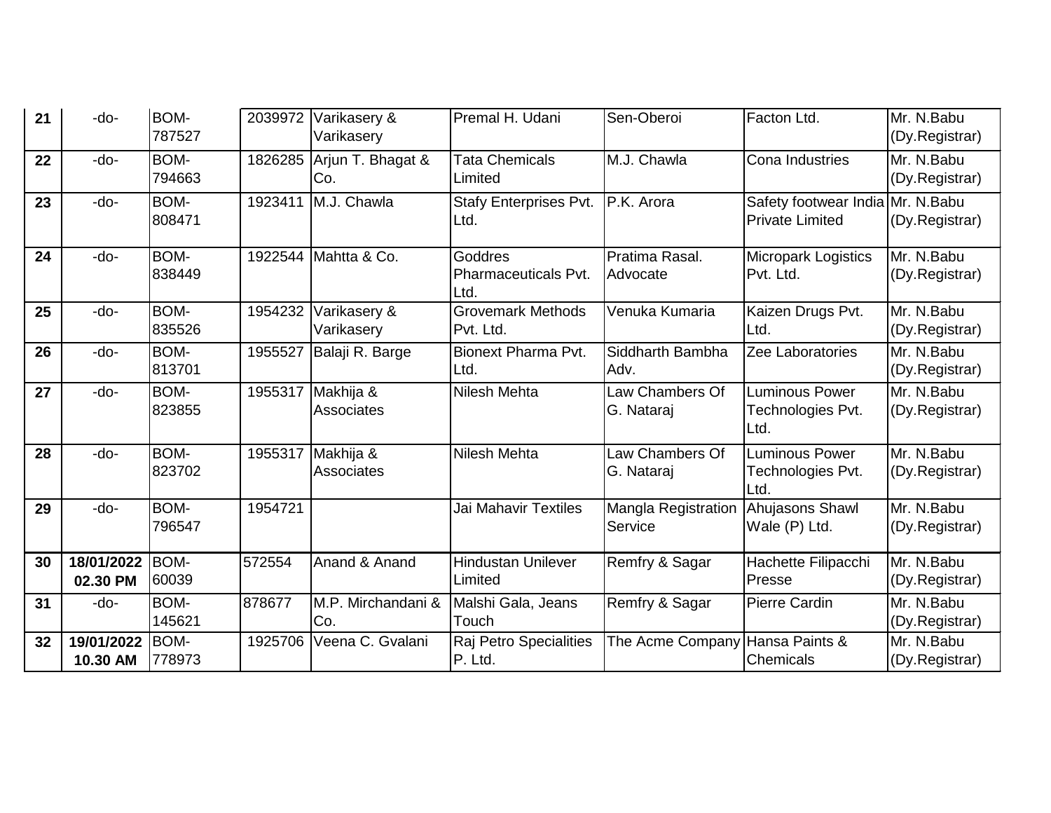| 21 | -do- | BOM-787527 | 2039972 | Varikasery & Varikasery | Premal H. Udani | Sen-Oberoi | Facton Ltd. | Mr. N.Babu (Dy.Registrar) |
|---|---|---|---|---|---|---|---|---|
| 22 | -do- | BOM-794663 | 1826285 | Arjun T. Bhagat & Co. | Tata Chemicals Limited | M.J. Chawla | Cona Industries | Mr. N.Babu (Dy.Registrar) |
| 23 | -do- | BOM-808471 | 1923411 | M.J. Chawla | Stafy Enterprises Pvt. Ltd. | P.K. Arora | Safety footwear India Private Limited | Mr. N.Babu (Dy.Registrar) |
| 24 | -do- | BOM-838449 | 1922544 | Mahtta & Co. | Goddres Pharmaceuticals Pvt. Ltd. | Pratima Rasal. Advocate | Micropark Logistics Pvt. Ltd. | Mr. N.Babu (Dy.Registrar) |
| 25 | -do- | BOM-835526 | 1954232 | Varikasery & Varikasery | Grovemark Methods Pvt. Ltd. | Venuka Kumaria | Kaizen Drugs Pvt. Ltd. | Mr. N.Babu (Dy.Registrar) |
| 26 | -do- | BOM-813701 | 1955527 | Balaji R. Barge | Bionext Pharma Pvt. Ltd. | Siddharth Bambha Adv. | Zee Laboratories | Mr. N.Babu (Dy.Registrar) |
| 27 | -do- | BOM-823855 | 1955317 | Makhija & Associates | Nilesh Mehta | Law Chambers Of G. Nataraj | Luminous Power Technologies Pvt. Ltd. | Mr. N.Babu (Dy.Registrar) |
| 28 | -do- | BOM-823702 | 1955317 | Makhija & Associates | Nilesh Mehta | Law Chambers Of G. Nataraj | Luminous Power Technologies Pvt. Ltd. | Mr. N.Babu (Dy.Registrar) |
| 29 | -do- | BOM-796547 | 1954721 | | Jai Mahavir Textiles | Mangla Registration Service | Ahujasons Shawl Wale (P) Ltd. | Mr. N.Babu (Dy.Registrar) |
| 30 | **18/01/2022 02.30 PM** | BOM-60039 | 572554 | Anand & Anand | Hindustan Unilever Limited | Remfry & Sagar | Hachette Filipacchi Presse | Mr. N.Babu (Dy.Registrar) |
| 31 | -do- | BOM-145621 | 878677 | M.P. Mirchandani & Co. | Malshi Gala, Jeans Touch | Remfry & Sagar | Pierre Cardin | Mr. N.Babu (Dy.Registrar) |
| 32 | **19/01/2022 10.30 AM** | BOM-778973 | 1925706 | Veena C. Gvalani | Raj Petro Specialities P. Ltd. | The Acme Company | Hansa Paints & Chemicals | Mr. N.Babu (Dy.Registrar) |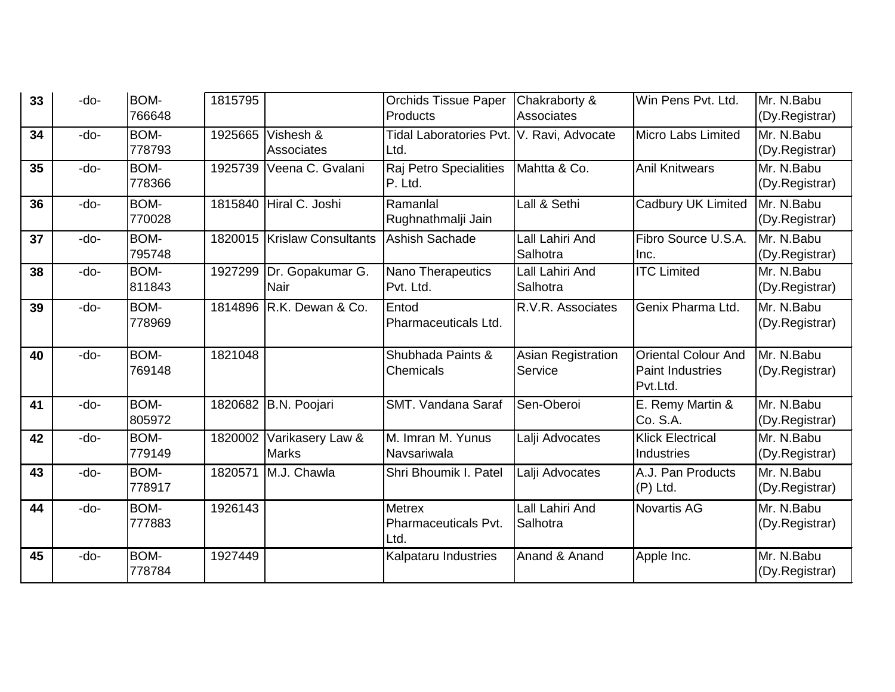| 33 | -do- | BOM-766648 | 1815795 | | Orchids Tissue Paper Products | Chakraborty & Associates | Win Pens Pvt. Ltd. | Mr. N.Babu (Dy.Registrar) |
|---|---|---|---|---|---|---|---|---|
| 34 | -do- | BOM-778793 | 1925665 | Vishesh & Associates | Tidal Laboratories Pvt. Ltd. | V. Ravi, Advocate | Micro Labs Limited | Mr. N.Babu (Dy.Registrar) |
| 35 | -do- | BOM-778366 | 1925739 | Veena C. Gvalani | Raj Petro Specialities P. Ltd. | Mahtta & Co. | Anil Knitwears | Mr. N.Babu (Dy.Registrar) |
| 36 | -do- | BOM-770028 | 1815840 | Hiral C. Joshi | Ramanlal Rughnathmalji Jain | Lall & Sethi | Cadbury UK Limited | Mr. N.Babu (Dy.Registrar) |
| 37 | -do- | BOM-795748 | 1820015 | Krislaw Consultants | Ashish Sachade | Lall Lahiri And Salhotra | Fibro Source U.S.A. Inc. | Mr. N.Babu (Dy.Registrar) |
| 38 | -do- | BOM-811843 | 1927299 | Dr. Gopakumar G. Nair | Nano Therapeutics Pvt. Ltd. | Lall Lahiri And Salhotra | ITC Limited | Mr. N.Babu (Dy.Registrar) |
| 39 | -do- | BOM-778969 | 1814896 | R.K. Dewan & Co. | Entod Pharmaceuticals Ltd. | R.V.R. Associates | Genix Pharma Ltd. | Mr. N.Babu (Dy.Registrar) |
| 40 | -do- | BOM-769148 | 1821048 | | Shubhada Paints & Chemicals | Asian Registration Service | Oriental Colour And Paint Industries Pvt.Ltd. | Mr. N.Babu (Dy.Registrar) |
| 41 | -do- | BOM-805972 | 1820682 | B.N. Poojari | SMT. Vandana Saraf | Sen-Oberoi | E. Remy Martin & Co. S.A. | Mr. N.Babu (Dy.Registrar) |
| 42 | -do- | BOM-779149 | 1820002 | Varikasery Law & Marks | M. Imran M. Yunus Navsariwala | Lalji Advocates | Klick Electrical Industries | Mr. N.Babu (Dy.Registrar) |
| 43 | -do- | BOM-778917 | 1820571 | M.J. Chawla | Shri Bhoumik I. Patel | Lalji Advocates | A.J. Pan Products (P) Ltd. | Mr. N.Babu (Dy.Registrar) |
| 44 | -do- | BOM-777883 | 1926143 | | Metrex Pharmaceuticals Pvt. Ltd. | Lall Lahiri And Salhotra | Novartis AG | Mr. N.Babu (Dy.Registrar) |
| 45 | -do- | BOM-778784 | 1927449 | | Kalpataru Industries | Anand & Anand | Apple Inc. | Mr. N.Babu (Dy.Registrar) |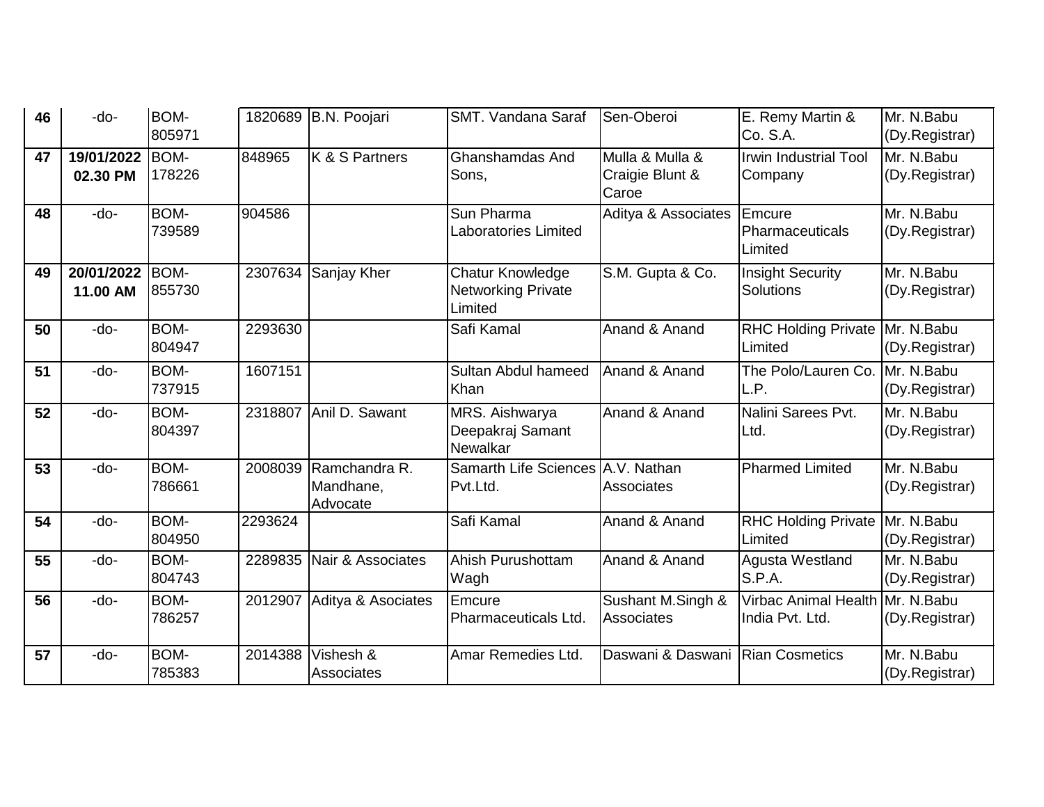| | | | | | | | | |
|---|---|---|---|---|---|---|---|---|
| **46** | -do- | BOM-805971 | 1820689 | B.N. Poojari | SMT. Vandana Saraf | Sen-Oberoi | E. Remy Martin & Co. S.A. | Mr. N.Babu (Dy.Registrar) |
| **47** | **19/01/2022 02.30 PM** | BOM-178226 | 848965 | K & S Partners | Ghanshamdas And Sons, | Mulla & Mulla & Craigie Blunt & Caroe | Irwin Industrial Tool Company | Mr. N.Babu (Dy.Registrar) |
| **48** | -do- | BOM-739589 | 904586 | | Sun Pharma Laboratories Limited | Aditya & Associates | Emcure Pharmaceuticals Limited | Mr. N.Babu (Dy.Registrar) |
| **49** | **20/01/2022 11.00 AM** | BOM-855730 | 2307634 | Sanjay Kher | Chatur Knowledge Networking Private Limited | S.M. Gupta & Co. | Insight Security Solutions | Mr. N.Babu (Dy.Registrar) |
| **50** | -do- | BOM-804947 | 2293630 | | Safi Kamal | Anand & Anand | RHC Holding Private Limited | Mr. N.Babu (Dy.Registrar) |
| **51** | -do- | BOM-737915 | 1607151 | | Sultan Abdul hameed Khan | Anand & Anand | The Polo/Lauren Co. L.P. | Mr. N.Babu (Dy.Registrar) |
| **52** | -do- | BOM-804397 | 2318807 | Anil D. Sawant | MRS. Aishwarya Deepakraj Samant Newalkar | Anand & Anand | Nalini Sarees Pvt. Ltd. | Mr. N.Babu (Dy.Registrar) |
| **53** | -do- | BOM-786661 | 2008039 | Ramchandra R. Mandhane, Advocate | Samarth Life Sciences Pvt.Ltd. | A.V. Nathan Associates | Pharmed Limited | Mr. N.Babu (Dy.Registrar) |
| **54** | -do- | BOM-804950 | 2293624 | | Safi Kamal | Anand & Anand | RHC Holding Private Limited | Mr. N.Babu (Dy.Registrar) |
| **55** | -do- | BOM-804743 | 2289835 | Nair & Associates | Ahish Purushottam Wagh | Anand & Anand | Agusta Westland S.P.A. | Mr. N.Babu (Dy.Registrar) |
| **56** | -do- | BOM-786257 | 2012907 | Aditya & Asociates | Emcure Pharmaceuticals Ltd. | Sushant M.Singh & Associates | Virbac Animal Health India Pvt. Ltd. | Mr. N.Babu (Dy.Registrar) |
| **57** | -do- | BOM-785383 | 2014388 | Vishesh & Associates | Amar Remedies Ltd. | Daswani & Daswani | Rian Cosmetics | Mr. N.Babu (Dy.Registrar) |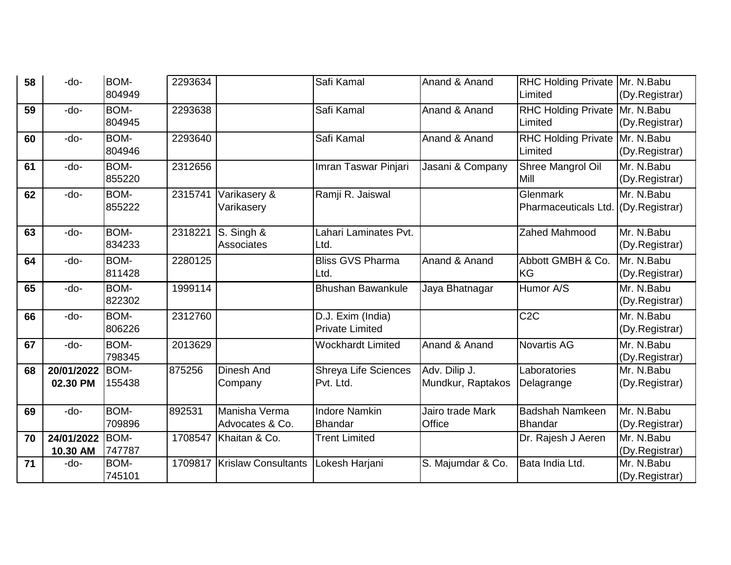| 58 | -do- | BOM-804949 | 2293634 | | Safi Kamal | Anand & Anand | RHC Holding Private Limited | Mr. N.Babu (Dy.Registrar) |
|---|---|---|---|---|---|---|---|---|
| 59 | -do- | BOM-804945 | 2293638 | | Safi Kamal | Anand & Anand | RHC Holding Private Limited | Mr. N.Babu (Dy.Registrar) |
| 60 | -do- | BOM-804946 | 2293640 | | Safi Kamal | Anand & Anand | RHC Holding Private Limited | Mr. N.Babu (Dy.Registrar) |
| 61 | -do- | BOM-855220 | 2312656 | | Imran Taswar Pinjari | Jasani & Company | Shree Mangrol Oil Mill | Mr. N.Babu (Dy.Registrar) |
| 62 | -do- | BOM-855222 | 2315741 | Varikasery & Varikasery | Ramji R. Jaiswal | | Glenmark Pharmaceuticals Ltd. | Mr. N.Babu (Dy.Registrar) |
| 63 | -do- | BOM-834233 | 2318221 | S. Singh & Associates | Lahari Laminates Pvt. Ltd. | | Zahed Mahmood | Mr. N.Babu (Dy.Registrar) |
| 64 | -do- | BOM-811428 | 2280125 | | Bliss GVS Pharma Ltd. | Anand & Anand | Abbott GMBH & Co. KG | Mr. N.Babu (Dy.Registrar) |
| 65 | -do- | BOM-822302 | 1999114 | | Bhushan Bawankule | Jaya Bhatnagar | Humor A/S | Mr. N.Babu (Dy.Registrar) |
| 66 | -do- | BOM-806226 | 2312760 | | D.J. Exim (India) Private Limited | | C2C | Mr. N.Babu (Dy.Registrar) |
| 67 | -do- | BOM-798345 | 2013629 | | Wockhardt Limited | Anand & Anand | Novartis AG | Mr. N.Babu (Dy.Registrar) |
| 68 | **20/01/2022 02.30 PM** | BOM-155438 | 875256 | Dinesh And Company | Shreya Life Sciences Pvt. Ltd. | Adv. Dilip J. Mundkur, Raptakos | Laboratories Delagrange | Mr. N.Babu (Dy.Registrar) |
| 69 | -do- | BOM-709896 | 892531 | Manisha Verma Advocates & Co. | Indore Namkin Bhandar | Jairo trade Mark Office | Badshah Namkeen Bhandar | Mr. N.Babu (Dy.Registrar) |
| 70 | **24/01/2022 10.30 AM** | BOM-747787 | 1708547 | Khaitan & Co. | Trent Limited | | Dr. Rajesh J Aeren | Mr. N.Babu (Dy.Registrar) |
| 71 | -do- | BOM-745101 | 1709817 | Krislaw Consultants | Lokesh Harjani | S. Majumdar & Co. | Bata India Ltd. | Mr. N.Babu (Dy.Registrar) |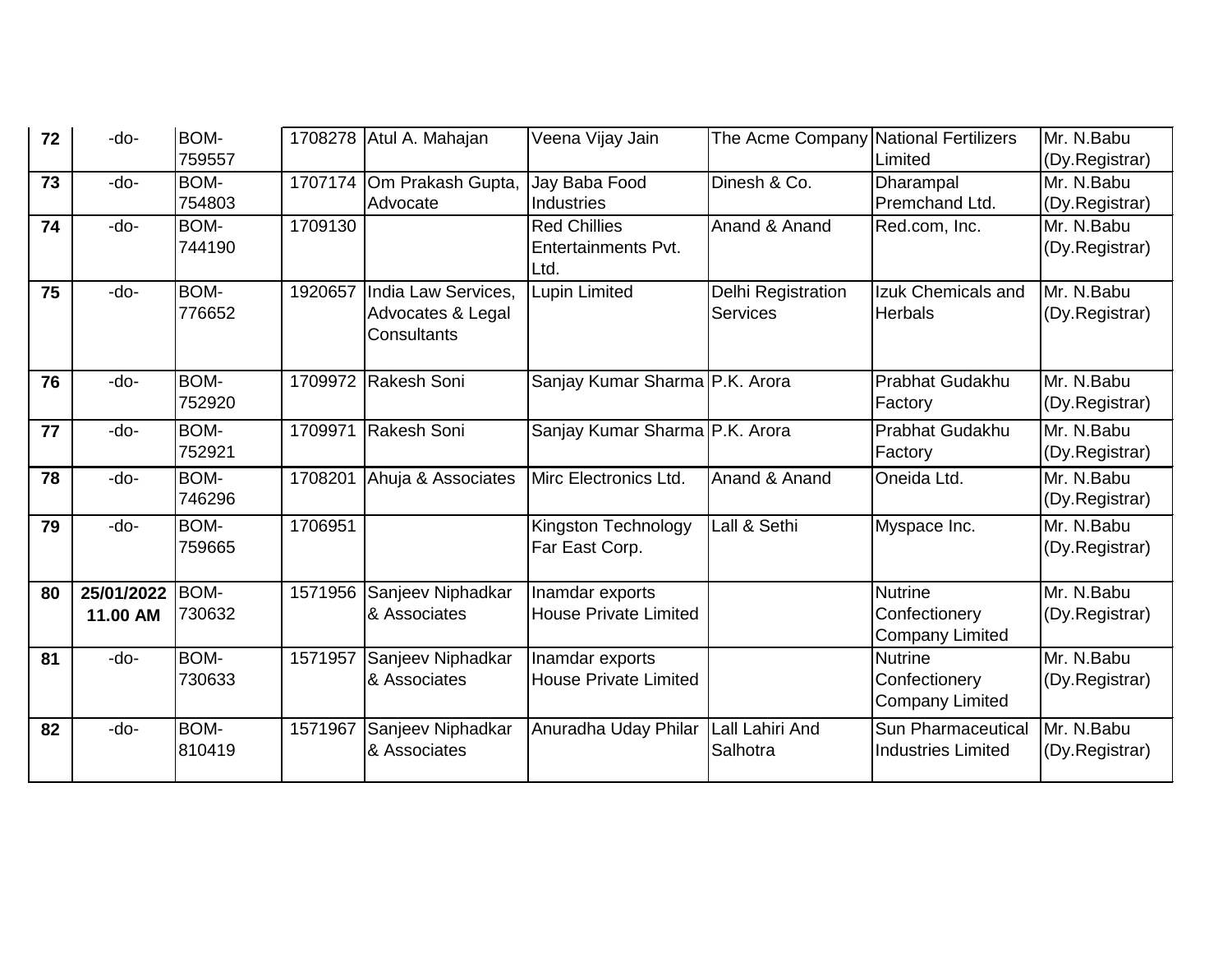| | | | | | | | | |
|---|---|---|---|---|---|---|---|---|
| **72** | -do- | BOM-759557 | 1708278 | Atul A. Mahajan | Veena Vijay Jain | The Acme Company | National Fertilizers Limited | Mr. N.Babu (Dy.Registrar) |
| **73** | -do- | BOM-754803 | 1707174 | Om Prakash Gupta, Advocate | Jay Baba Food Industries | Dinesh & Co. | Dharampal Premchand Ltd. | Mr. N.Babu (Dy.Registrar) |
| **74** | -do- | BOM-744190 | 1709130 | | Red Chillies Entertainments Pvt. Ltd. | Anand & Anand | Red.com, Inc. | Mr. N.Babu (Dy.Registrar) |
| **75** | -do- | BOM-776652 | 1920657 | India Law Services, Advocates & Legal Consultants | Lupin Limited | Delhi Registration Services | Izuk Chemicals and Herbals | Mr. N.Babu (Dy.Registrar) |
| **76** | -do- | BOM-752920 | 1709972 | Rakesh Soni | Sanjay Kumar Sharma | P.K. Arora | Prabhat Gudakhu Factory | Mr. N.Babu (Dy.Registrar) |
| **77** | -do- | BOM-752921 | 1709971 | Rakesh Soni | Sanjay Kumar Sharma | P.K. Arora | Prabhat Gudakhu Factory | Mr. N.Babu (Dy.Registrar) |
| **78** | -do- | BOM-746296 | 1708201 | Ahuja & Associates | Mirc Electronics Ltd. | Anand & Anand | Oneida Ltd. | Mr. N.Babu (Dy.Registrar) |
| **79** | -do- | BOM-759665 | 1706951 | | Kingston Technology Far East Corp. | Lall & Sethi | Myspace Inc. | Mr. N.Babu (Dy.Registrar) |
| **80** | **25/01/2022 11.00 AM** | BOM-730632 | 1571956 | Sanjeev Niphadkar & Associates | Inamdar exports House Private Limited | | Nutrine Confectionery Company Limited | Mr. N.Babu (Dy.Registrar) |
| **81** | -do- | BOM-730633 | 1571957 | Sanjeev Niphadkar & Associates | Inamdar exports House Private Limited | | Nutrine Confectionery Company Limited | Mr. N.Babu (Dy.Registrar) |
| **82** | -do- | BOM-810419 | 1571967 | Sanjeev Niphadkar & Associates | Anuradha Uday Philar | Lall Lahiri And Salhotra | Sun Pharmaceutical Industries Limited | Mr. N.Babu (Dy.Registrar) |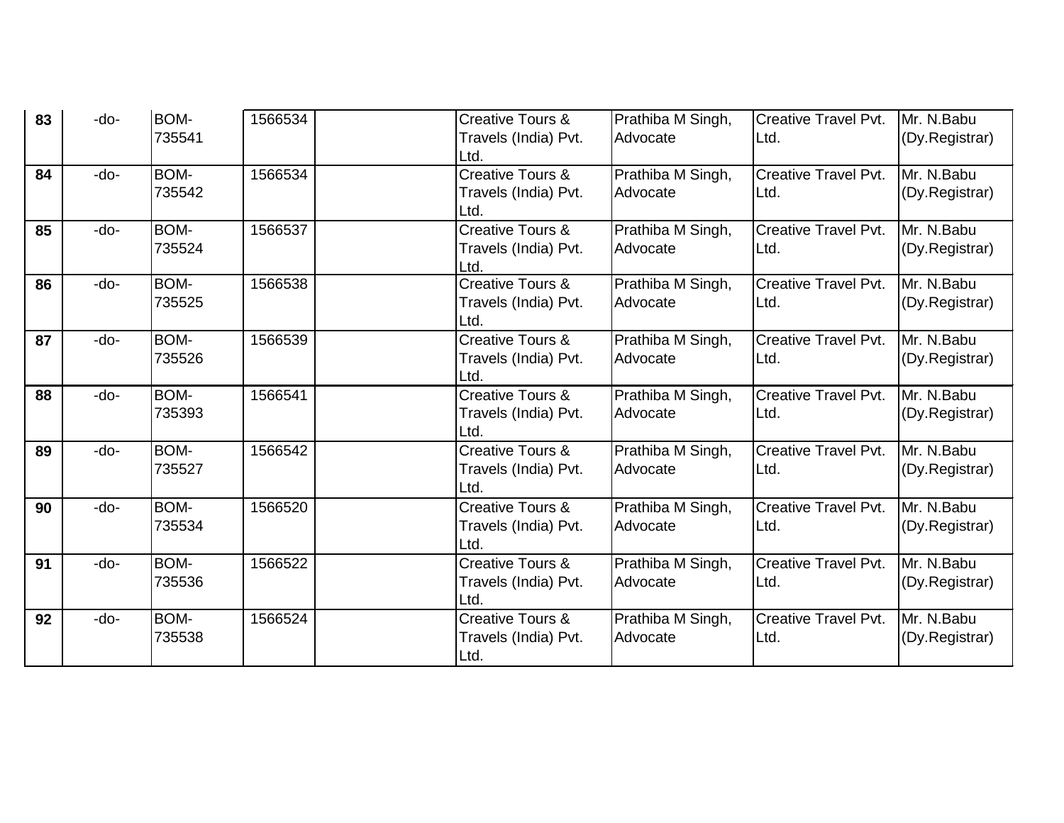| | | | | | | | | |
|---|---|---|---|---|---|---|---|---|
| **83** | -do- | BOM-735541 | 1566534 | | Creative Tours & Travels (India) Pvt. Ltd. | Prathiba M Singh, Advocate | Creative Travel Pvt. Ltd. | Mr. N.Babu (Dy.Registrar) |
| **84** | -do- | BOM-735542 | 1566534 | | Creative Tours & Travels (India) Pvt. Ltd. | Prathiba M Singh, Advocate | Creative Travel Pvt. Ltd. | Mr. N.Babu (Dy.Registrar) |
| **85** | -do- | BOM-735524 | 1566537 | | Creative Tours & Travels (India) Pvt. Ltd. | Prathiba M Singh, Advocate | Creative Travel Pvt. Ltd. | Mr. N.Babu (Dy.Registrar) |
| **86** | -do- | BOM-735525 | 1566538 | | Creative Tours & Travels (India) Pvt. Ltd. | Prathiba M Singh, Advocate | Creative Travel Pvt. Ltd. | Mr. N.Babu (Dy.Registrar) |
| **87** | -do- | BOM-735526 | 1566539 | | Creative Tours & Travels (India) Pvt. Ltd. | Prathiba M Singh, Advocate | Creative Travel Pvt. Ltd. | Mr. N.Babu (Dy.Registrar) |
| **88** | -do- | BOM-735393 | 1566541 | | Creative Tours & Travels (India) Pvt. Ltd. | Prathiba M Singh, Advocate | Creative Travel Pvt. Ltd. | Mr. N.Babu (Dy.Registrar) |
| **89** | -do- | BOM-735527 | 1566542 | | Creative Tours & Travels (India) Pvt. Ltd. | Prathiba M Singh, Advocate | Creative Travel Pvt. Ltd. | Mr. N.Babu (Dy.Registrar) |
| **90** | -do- | BOM-735534 | 1566520 | | Creative Tours & Travels (India) Pvt. Ltd. | Prathiba M Singh, Advocate | Creative Travel Pvt. Ltd. | Mr. N.Babu (Dy.Registrar) |
| **91** | -do- | BOM-735536 | 1566522 | | Creative Tours & Travels (India) Pvt. Ltd. | Prathiba M Singh, Advocate | Creative Travel Pvt. Ltd. | Mr. N.Babu (Dy.Registrar) |
| **92** | -do- | BOM-735538 | 1566524 | | Creative Tours & Travels (India) Pvt. Ltd. | Prathiba M Singh, Advocate | Creative Travel Pvt. Ltd. | Mr. N.Babu (Dy.Registrar) |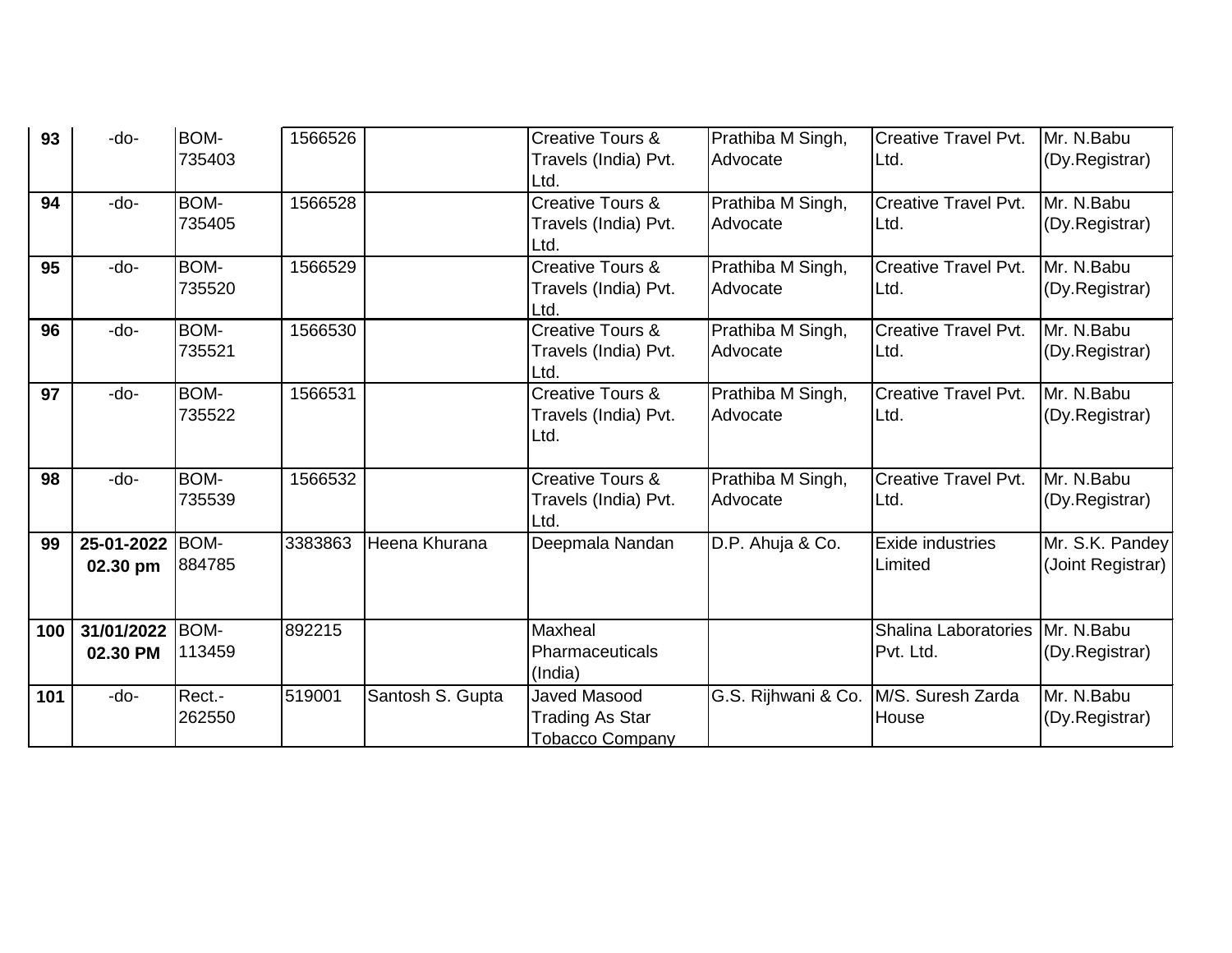| | | | | | | | | |
|---|---|---|---|---|---|---|---|---|
| **93** | -do- | BOM-735403 | 1566526 | | Creative Tours & Travels (India) Pvt. Ltd. | Prathiba M Singh, Advocate | Creative Travel Pvt. Ltd. | Mr. N.Babu (Dy.Registrar) |
| **94** | -do- | BOM-735405 | 1566528 | | Creative Tours & Travels (India) Pvt. Ltd. | Prathiba M Singh, Advocate | Creative Travel Pvt. Ltd. | Mr. N.Babu (Dy.Registrar) |
| **95** | -do- | BOM-735520 | 1566529 | | Creative Tours & Travels (India) Pvt. Ltd. | Prathiba M Singh, Advocate | Creative Travel Pvt. Ltd. | Mr. N.Babu (Dy.Registrar) |
| **96** | -do- | BOM-735521 | 1566530 | | Creative Tours & Travels (India) Pvt. Ltd. | Prathiba M Singh, Advocate | Creative Travel Pvt. Ltd. | Mr. N.Babu (Dy.Registrar) |
| **97** | -do- | BOM-735522 | 1566531 | | Creative Tours & Travels (India) Pvt. Ltd. | Prathiba M Singh, Advocate | Creative Travel Pvt. Ltd. | Mr. N.Babu (Dy.Registrar) |
| **98** | -do- | BOM-735539 | 1566532 | | Creative Tours & Travels (India) Pvt. Ltd. | Prathiba M Singh, Advocate | Creative Travel Pvt. Ltd. | Mr. N.Babu (Dy.Registrar) |
| **99** | **25-01-2022 02.30 pm** | BOM-884785 | 3383863 | Heena Khurana | Deepmala Nandan | D.P. Ahuja & Co. | Exide industries Limited | Mr. S.K. Pandey (Joint Registrar) |
| **100** | **31/01/2022 02.30 PM** | BOM-113459 | 892215 | | Maxheal Pharmaceuticals (India) | | Shalina Laboratories Pvt. Ltd. | Mr. N.Babu (Dy.Registrar) |
| **101** | -do- | Rect.-262550 | 519001 | Santosh S. Gupta | Javed Masood Trading As Star Tobacco Company | G.S. Rijhwani & Co. | M/S. Suresh Zarda House | Mr. N.Babu (Dy.Registrar) |